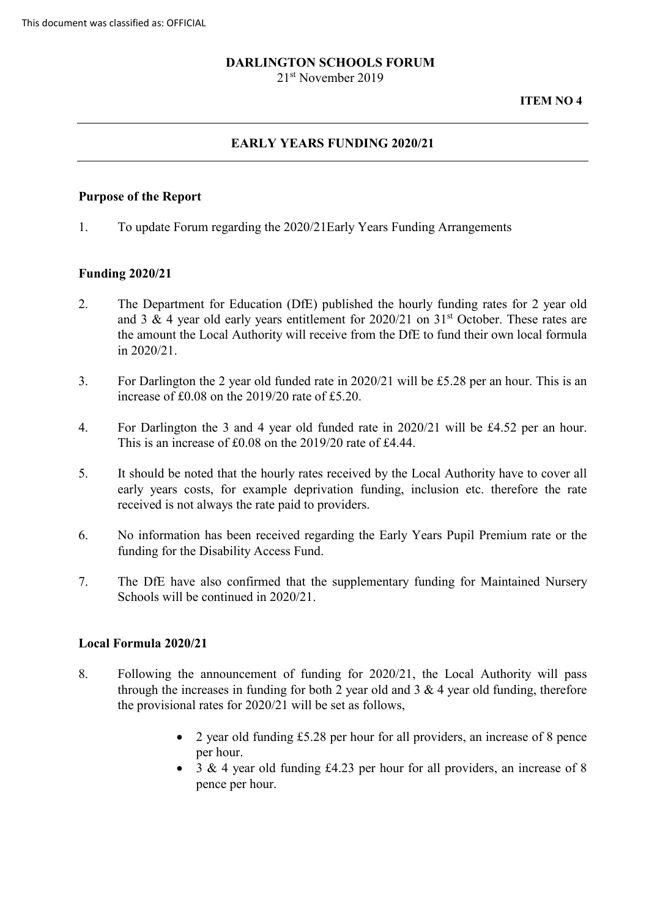This document was classified as: OFFICIAL

**DARLINGTON SCHOOLS FORUM**
21st November 2019

**ITEM NO 4**

---

# EARLY YEARS FUNDING 2020/21

---

## Purpose of the Report

1. To update Forum regarding the 2020/21Early Years Funding Arrangements

## Funding 2020/21

2. The Department for Education (DfE) published the hourly funding rates for 2 year old and 3 & 4 year old early years entitlement for 2020/21 on 31st October. These rates are the amount the Local Authority will receive from the DfE to fund their own local formula in 2020/21.

3. For Darlington the 2 year old funded rate in 2020/21 will be £5.28 per an hour. This is an increase of £0.08 on the 2019/20 rate of £5.20.

4. For Darlington the 3 and 4 year old funded rate in 2020/21 will be £4.52 per an hour. This is an increase of £0.08 on the 2019/20 rate of £4.44.

5. It should be noted that the hourly rates received by the Local Authority have to cover all early years costs, for example deprivation funding, inclusion etc. therefore the rate received is not always the rate paid to providers.

6. No information has been received regarding the Early Years Pupil Premium rate or the funding for the Disability Access Fund.

7. The DfE have also confirmed that the supplementary funding for Maintained Nursery Schools will be continued in 2020/21.

## Local Formula 2020/21

8. Following the announcement of funding for 2020/21, the Local Authority will pass through the increases in funding for both 2 year old and 3 & 4 year old funding, therefore the provisional rates for 2020/21 will be set as follows,

   - 2 year old funding £5.28 per hour for all providers, an increase of 8 pence per hour.
   - 3 & 4 year old funding £4.23 per hour for all providers, an increase of 8 pence per hour.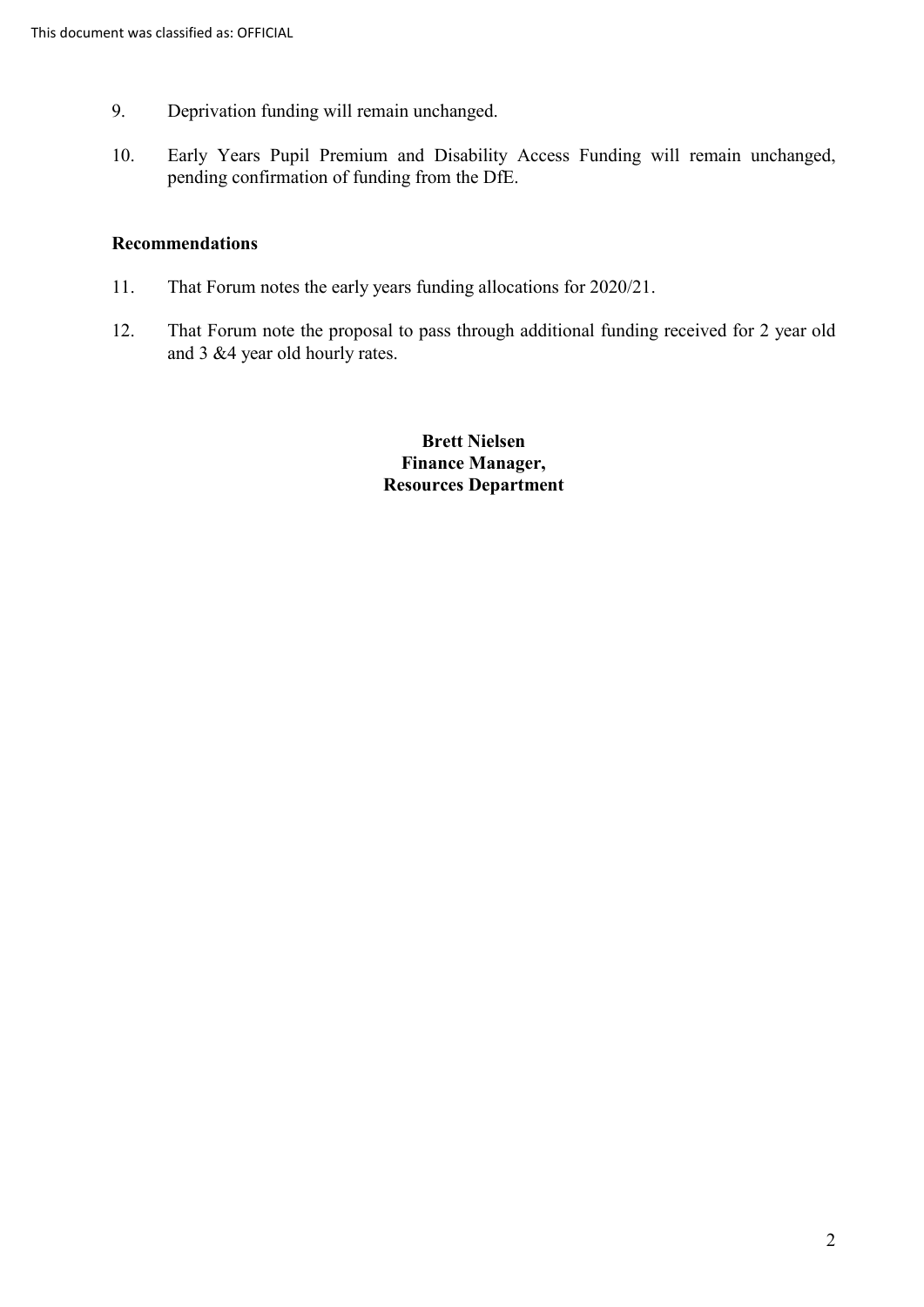9. Deprivation funding will remain unchanged.

10. Early Years Pupil Premium and Disability Access Funding will remain unchanged, pending confirmation of funding from the DfE.

**Recommendations**

11. That Forum notes the early years funding allocations for 2020/21.

12. That Forum note the proposal to pass through additional funding received for 2 year old and 3 &4 year old hourly rates.

**Brett Nielsen**
**Finance Manager,**
**Resources Department**